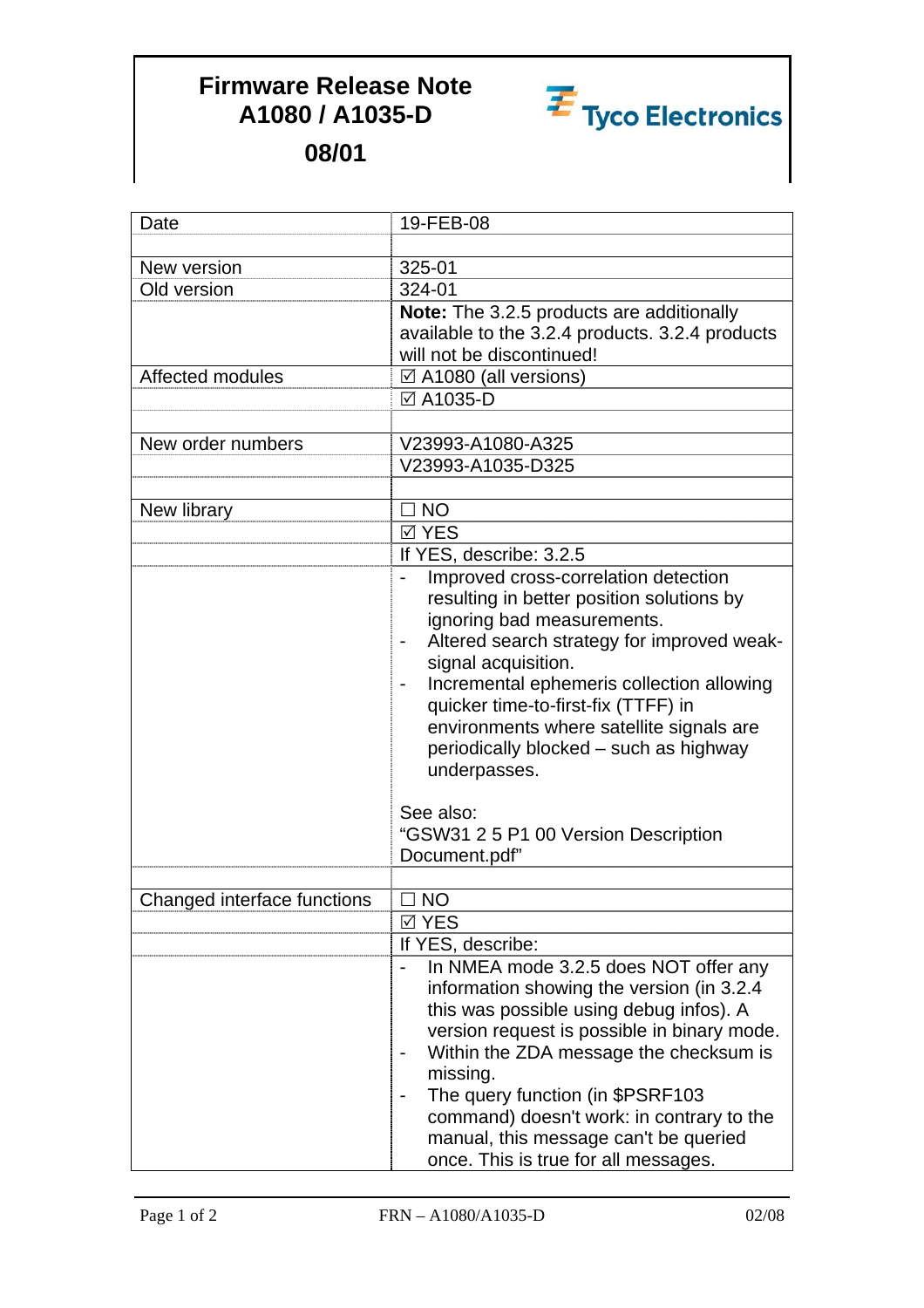# Firmware Release Note
# A1080 / A1035-D
# 08/01

Tyco Electronics

| | |
|---|---|
| Date | 19-FEB-08 |
| | |
| New version | 325-01 |
| Old version | 324-01 |
| | **Note:** The 3.2.5 products are additionally available to the 3.2.4 products. 3.2.4 products will not be discontinued! |
| Affected modules | ☑ A1080 (all versions) |
| | ☑ A1035-D |
| | |
| New order numbers | V23993-A1080-A325 |
| | V23993-A1035-D325 |
| | |
| New library | ☐ NO |
| | ☑ YES |
| | If YES, describe: 3.2.5 |
| | - Improved cross-correlation detection resulting in better position solutions by ignoring bad measurements.<br>- Altered search strategy for improved weak-signal acquisition.<br>- Incremental ephemeris collection allowing quicker time-to-first-fix (TTFF) in environments where satellite signals are periodically blocked – such as highway underpasses.<br><br>See also:<br>"GSW31 2 5 P1 00 Version Description Document.pdf" |
| | |
| Changed interface functions | ☐ NO |
| | ☑ YES |
| | If YES, describe: |
| | - In NMEA mode 3.2.5 does NOT offer any information showing the version (in 3.2.4 this was possible using debug infos). A version request is possible in binary mode.<br>- Within the ZDA message the checksum is missing.<br>- The query function (in $PSRF103 command) doesn't work: in contrary to the manual, this message can't be queried once. This is true for all messages. |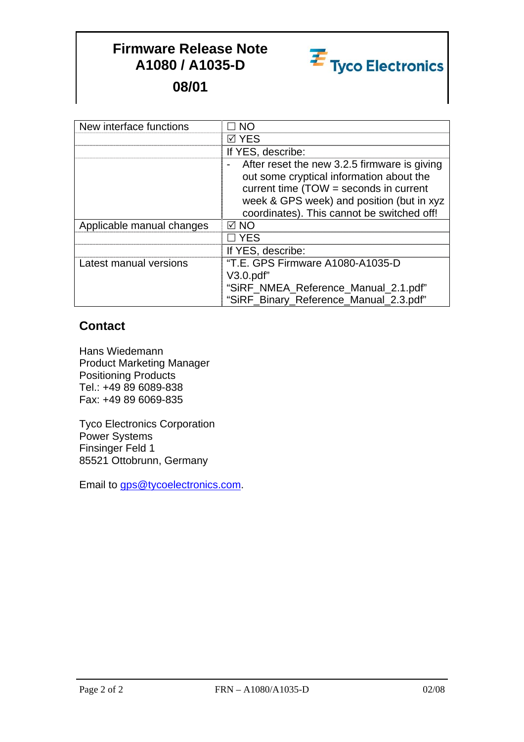# Firmware Release Note
# A1080 / A1035-D
# 08/01

Tyco Electronics

| | |
|---|---|
| New interface functions | ☐ NO |
| | ☑ YES |
| | If YES, describe: |
| | - After reset the new 3.2.5 firmware is giving out some cryptical information about the current time (TOW = seconds in current week & GPS week) and position (but in xyz coordinates). This cannot be switched off! |
| Applicable manual changes | ☑ NO |
| | ☐ YES |
| | If YES, describe: |
| Latest manual versions | "T.E. GPS Firmware A1080-A1035-D V3.0.pdf"<br>"SiRF_NMEA_Reference_Manual_2.1.pdf"<br>"SiRF_Binary_Reference_Manual_2.3.pdf" |

## Contact

Hans Wiedemann
Product Marketing Manager
Positioning Products
Tel.: +49 89 6089-838
Fax: +49 89 6069-835

Tyco Electronics Corporation
Power Systems
Finsinger Feld 1
85521 Ottobrunn, Germany

Email to gps@tycoelectronics.com.